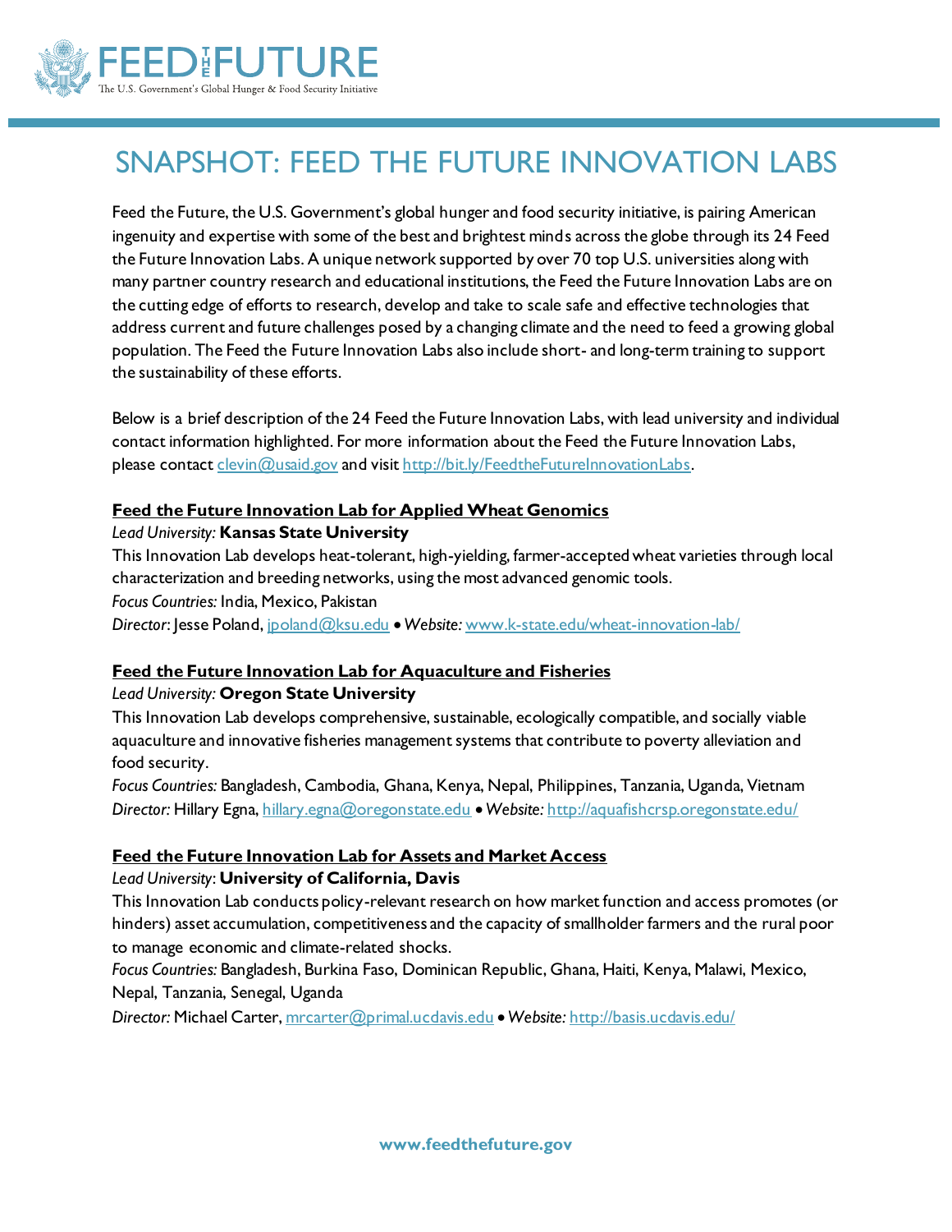# SNAPSHOT: FEED THE FUTURE INNOVATION LABS

Feed the Future, the U.S. Government's global hunger and food security initiative, is pairing American ingenuity and expertise with some of the best and brightest minds across the globe through its 24 Feed the Future Innovation Labs. A unique network supported by over 70 top U.S. universities along with many partner country research and educational institutions, the Feed the Future Innovation Labs are on the cutting edge of efforts to research, develop and take to scale safe and effective technologies that address current and future challenges posed by a changing climate and the need to feed a growing global population. The Feed the Future Innovation Labs also include short- and long-term training to support the sustainability of these efforts.

Below is a brief description of the 24 Feed the Future Innovation Labs, with lead university and individual contact information highlighted. For more information about the Feed the Future Innovation Labs, please contact clevin@usaid.gov and visit http://bit.ly/FeedtheFutureInnovationLabs.

## Feed the Future Innovation Lab for Applied Wheat Genomics

*Lead University:* **Kansas State University**

This Innovation Lab develops heat-tolerant, high-yielding, farmer-accepted wheat varieties through local characterization and breeding networks, using the most advanced genomic tools.

*Focus Countries:* India, Mexico, Pakistan

*Director*: Jesse Poland, jpoland@ksu.edu • *Website:* www.k-state.edu/wheat-innovation-lab/

## Feed the Future Innovation Lab for Aquaculture and Fisheries

*Lead University:* **Oregon State University**

This Innovation Lab develops comprehensive, sustainable, ecologically compatible, and socially viable aquaculture and innovative fisheries management systems that contribute to poverty alleviation and food security.

*Focus Countries:* Bangladesh, Cambodia, Ghana, Kenya, Nepal, Philippines, Tanzania, Uganda, Vietnam

*Director:* Hillary Egna, hillary.egna@oregonstate.edu • *Website:* http://aquafishcrsp.oregonstate.edu/

## Feed the Future Innovation Lab for Assets and Market Access

*Lead University*: **University of California, Davis**

This Innovation Lab conducts policy-relevant research on how market function and access promotes (or hinders) asset accumulation, competitiveness and the capacity of smallholder farmers and the rural poor to manage economic and climate-related shocks.

*Focus Countries:* Bangladesh, Burkina Faso, Dominican Republic, Ghana, Haiti, Kenya, Malawi, Mexico, Nepal, Tanzania, Senegal, Uganda

*Director:* Michael Carter, mrcarter@primal.ucdavis.edu • *Website:* http://basis.ucdavis.edu/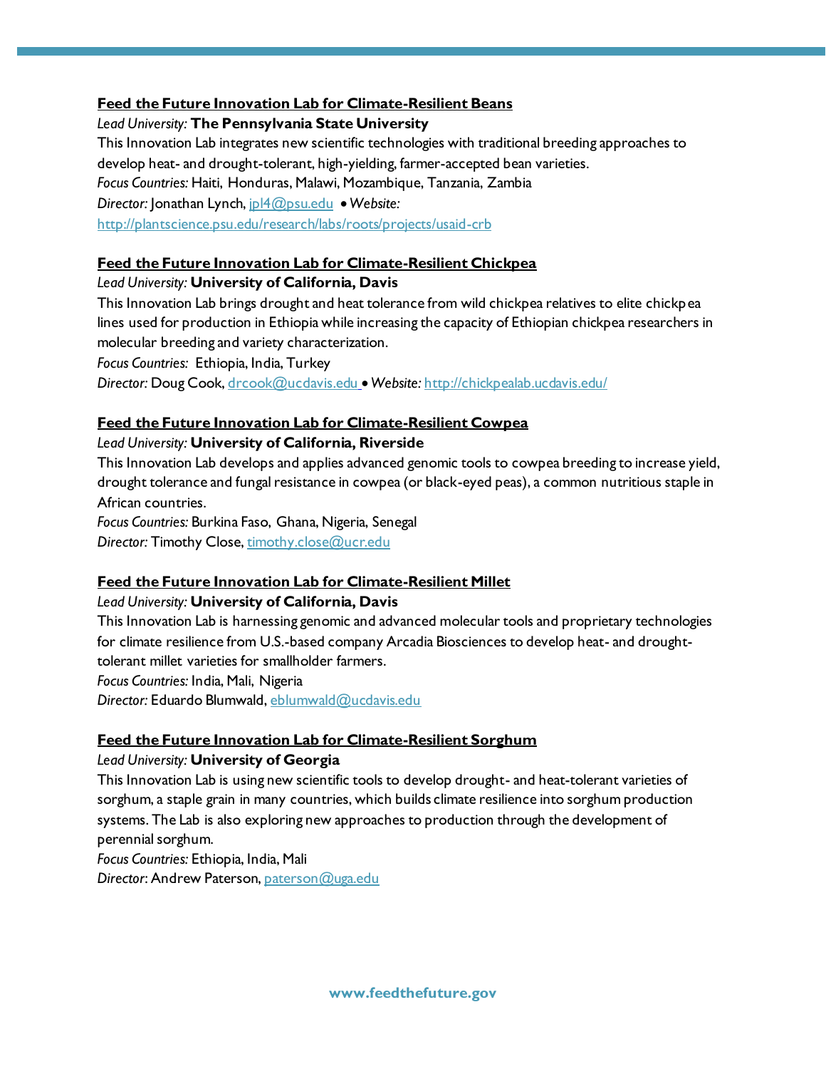### Feed the Future Innovation Lab for Climate-Resilient Beans

*Lead University:* **The Pennsylvania State University**

This Innovation Lab integrates new scientific technologies with traditional breeding approaches to develop heat- and drought-tolerant, high-yielding, farmer-accepted bean varieties.

*Focus Countries:* Haiti, Honduras, Malawi, Mozambique, Tanzania, Zambia

*Director:* Jonathan Lynch, jpl4@psu.edu • *Website:* http://plantscience.psu.edu/research/labs/roots/projects/usaid-crb

### Feed the Future Innovation Lab for Climate-Resilient Chickpea

*Lead University:* **University of California, Davis**

This Innovation Lab brings drought and heat tolerance from wild chickpea relatives to elite chickpea lines used for production in Ethiopia while increasing the capacity of Ethiopian chickpea researchers in molecular breeding and variety characterization.

*Focus Countries:* Ethiopia, India, Turkey

*Director:* Doug Cook, drcook@ucdavis.edu • *Website:* http://chickpealab.ucdavis.edu/

### Feed the Future Innovation Lab for Climate-Resilient Cowpea

*Lead University:* **University of California, Riverside**

This Innovation Lab develops and applies advanced genomic tools to cowpea breeding to increase yield, drought tolerance and fungal resistance in cowpea (or black-eyed peas), a common nutritious staple in African countries.

*Focus Countries:* Burkina Faso, Ghana, Nigeria, Senegal

*Director:* Timothy Close, timothy.close@ucr.edu

### Feed the Future Innovation Lab for Climate-Resilient Millet

*Lead University:* **University of California, Davis**

This Innovation Lab is harnessing genomic and advanced molecular tools and proprietary technologies for climate resilience from U.S.-based company Arcadia Biosciences to develop heat- and drought-tolerant millet varieties for smallholder farmers.

*Focus Countries:* India, Mali, Nigeria

*Director:* Eduardo Blumwald, eblumwald@ucdavis.edu

### Feed the Future Innovation Lab for Climate-Resilient Sorghum

*Lead University:* **University of Georgia**

This Innovation Lab is using new scientific tools to develop drought- and heat-tolerant varieties of sorghum, a staple grain in many countries, which builds climate resilience into sorghum production systems. The Lab is also exploring new approaches to production through the development of perennial sorghum.

*Focus Countries:* Ethiopia, India, Mali

*Director*: Andrew Paterson, paterson@uga.edu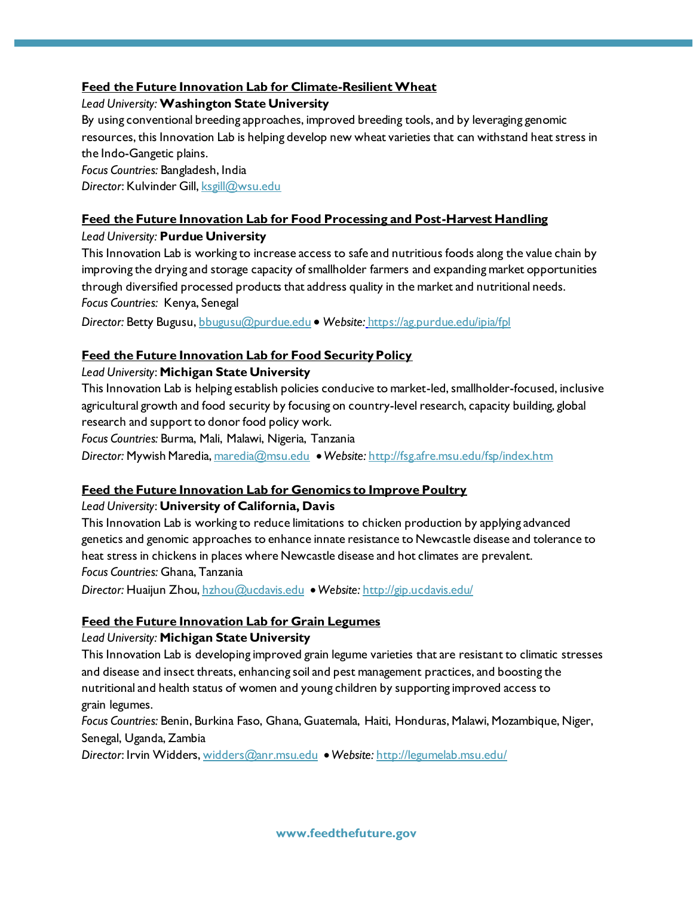### Feed the Future Innovation Lab for Climate-Resilient Wheat

*Lead University:* **Washington State University**

By using conventional breeding approaches, improved breeding tools, and by leveraging genomic resources, this Innovation Lab is helping develop new wheat varieties that can withstand heat stress in the Indo-Gangetic plains.

*Focus Countries:* Bangladesh, India

*Director*: Kulvinder Gill, ksgill@wsu.edu

### Feed the Future Innovation Lab for Food Processing and Post-Harvest Handling

*Lead University:* **Purdue University**

This Innovation Lab is working to increase access to safe and nutritious foods along the value chain by improving the drying and storage capacity of smallholder farmers and expanding market opportunities through diversified processed products that address quality in the market and nutritional needs.

*Focus Countries:* Kenya, Senegal

*Director:* Betty Bugusu, bbugusu@purdue.edu • *Website:* https://ag.purdue.edu/ipia/fpl

### Feed the Future Innovation Lab for Food Security Policy

*Lead University*: **Michigan State University**

This Innovation Lab is helping establish policies conducive to market-led, smallholder-focused, inclusive agricultural growth and food security by focusing on country-level research, capacity building, global research and support to donor food policy work.

*Focus Countries:* Burma, Mali, Malawi, Nigeria, Tanzania

*Director:* Mywish Maredia, maredia@msu.edu • *Website:* http://fsg.afre.msu.edu/fsp/index.htm

### Feed the Future Innovation Lab for Genomics to Improve Poultry

*Lead University*: **University of California, Davis**

This Innovation Lab is working to reduce limitations to chicken production by applying advanced genetics and genomic approaches to enhance innate resistance to Newcastle disease and tolerance to heat stress in chickens in places where Newcastle disease and hot climates are prevalent.

*Focus Countries:* Ghana, Tanzania

*Director:* Huaijun Zhou, hzhou@ucdavis.edu • *Website:* http://gip.ucdavis.edu/

### Feed the Future Innovation Lab for Grain Legumes

*Lead University:* **Michigan State University**

This Innovation Lab is developing improved grain legume varieties that are resistant to climatic stresses and disease and insect threats, enhancing soil and pest management practices, and boosting the nutritional and health status of women and young children by supporting improved access to grain legumes.

*Focus Countries:* Benin, Burkina Faso, Ghana, Guatemala, Haiti, Honduras, Malawi, Mozambique, Niger, Senegal, Uganda, Zambia

*Director*: Irvin Widders, widders@anr.msu.edu • *Website:* http://legumelab.msu.edu/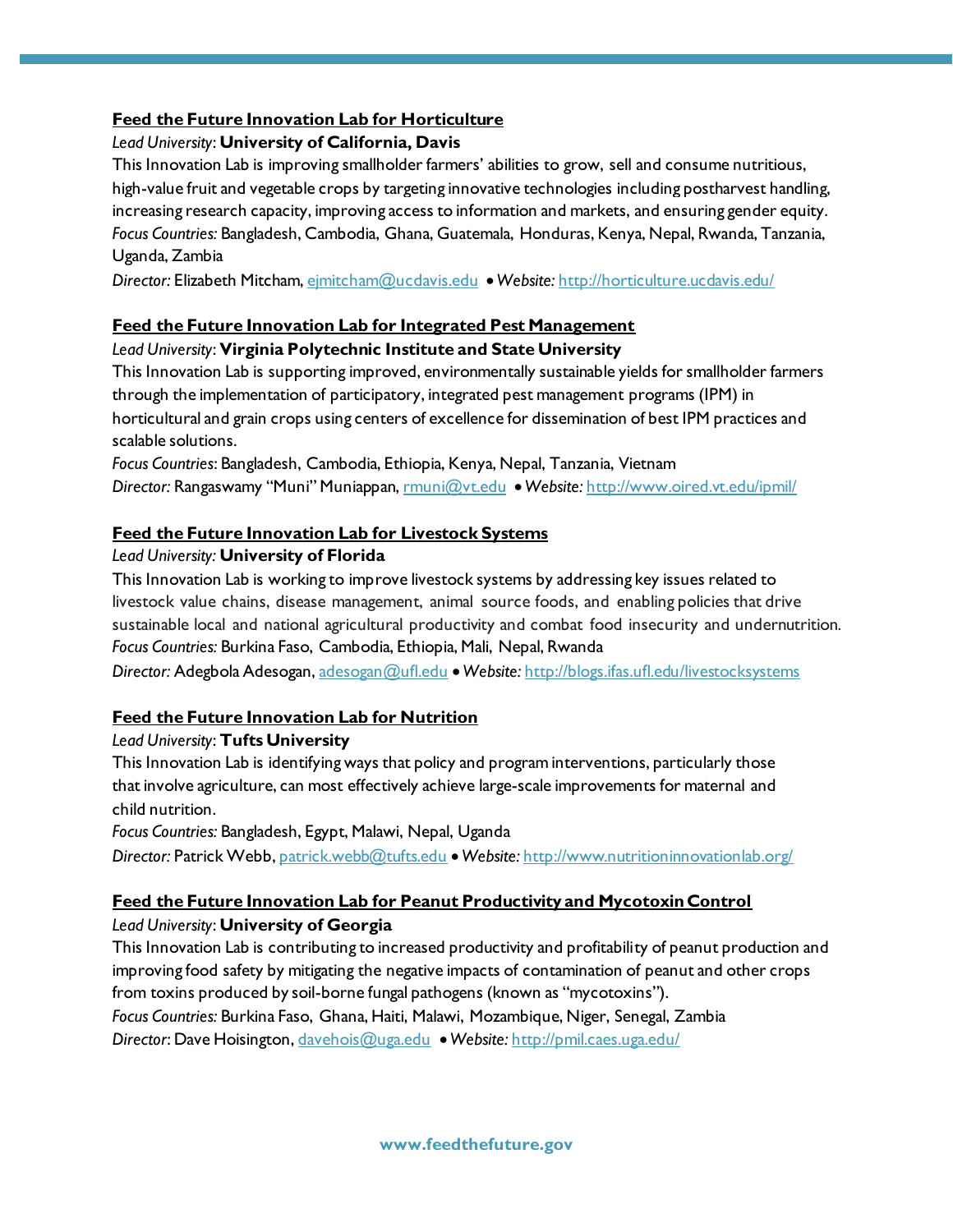### Feed the Future Innovation Lab for Horticulture

*Lead University*: **University of California, Davis**

This Innovation Lab is improving smallholder farmers' abilities to grow, sell and consume nutritious, high-value fruit and vegetable crops by targeting innovative technologies including postharvest handling, increasing research capacity, improving access to information and markets, and ensuring gender equity.

*Focus Countries:* Bangladesh, Cambodia, Ghana, Guatemala, Honduras, Kenya, Nepal, Rwanda, Tanzania, Uganda, Zambia

*Director:* Elizabeth Mitcham, ejmitcham@ucdavis.edu • *Website:* http://horticulture.ucdavis.edu/

### Feed the Future Innovation Lab for Integrated Pest Management

*Lead University*: **Virginia Polytechnic Institute and State University**

This Innovation Lab is supporting improved, environmentally sustainable yields for smallholder farmers through the implementation of participatory, integrated pest management programs (IPM) in horticultural and grain crops using centers of excellence for dissemination of best IPM practices and scalable solutions.

*Focus Countries*: Bangladesh, Cambodia, Ethiopia, Kenya, Nepal, Tanzania, Vietnam

*Director:* Rangaswamy "Muni" Muniappan, rmuni@vt.edu • *Website:* http://www.oired.vt.edu/ipmil/

### Feed the Future Innovation Lab for Livestock Systems

*Lead University:* **University of Florida**

This Innovation Lab is working to improve livestock systems by addressing key issues related to livestock value chains, disease management, animal source foods, and enabling policies that drive sustainable local and national agricultural productivity and combat food insecurity and undernutrition.

*Focus Countries:* Burkina Faso, Cambodia, Ethiopia, Mali, Nepal, Rwanda

*Director:* Adegbola Adesogan, adesogan@ufl.edu • *Website:* http://blogs.ifas.ufl.edu/livestocksystems

### Feed the Future Innovation Lab for Nutrition

*Lead University*: **Tufts University**

This Innovation Lab is identifying ways that policy and program interventions, particularly those that involve agriculture, can most effectively achieve large-scale improvements for maternal and child nutrition.

*Focus Countries:* Bangladesh, Egypt, Malawi, Nepal, Uganda

*Director:* Patrick Webb, patrick.webb@tufts.edu • *Website:* http://www.nutritioninnovationlab.org/

### Feed the Future Innovation Lab for Peanut Productivity and Mycotoxin Control

*Lead University*: **University of Georgia**

This Innovation Lab is contributing to increased productivity and profitability of peanut production and improving food safety by mitigating the negative impacts of contamination of peanut and other crops from toxins produced by soil-borne fungal pathogens (known as "mycotoxins").

*Focus Countries:* Burkina Faso, Ghana, Haiti, Malawi, Mozambique, Niger, Senegal, Zambia

*Director*: Dave Hoisington, davehois@uga.edu • *Website:* http://pmil.caes.uga.edu/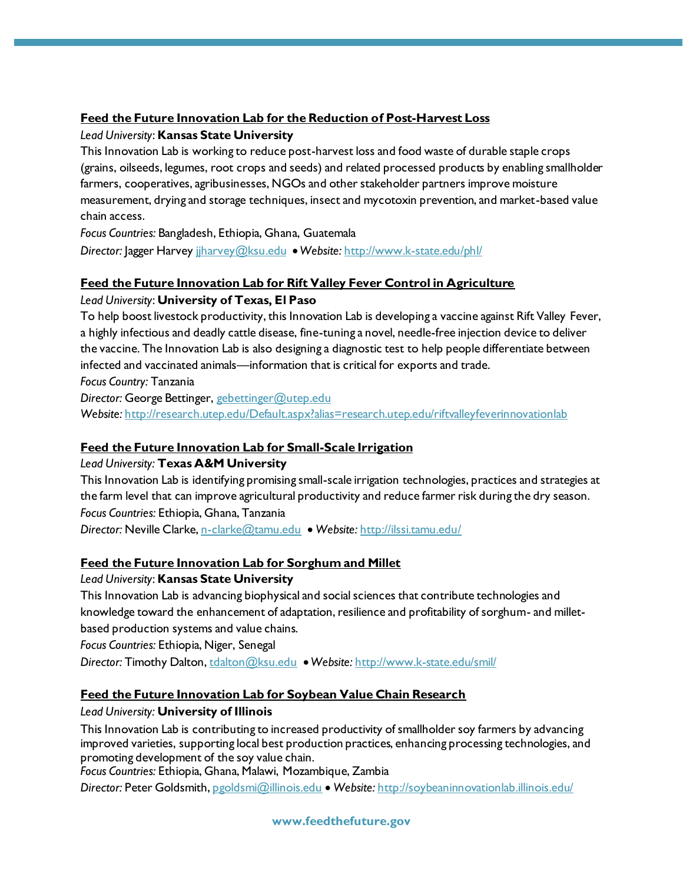### Feed the Future Innovation Lab for the Reduction of Post-Harvest Loss

*Lead University*: **Kansas State University**

This Innovation Lab is working to reduce post-harvest loss and food waste of durable staple crops (grains, oilseeds, legumes, root crops and seeds) and related processed products by enabling smallholder farmers, cooperatives, agribusinesses, NGOs and other stakeholder partners improve moisture measurement, drying and storage techniques, insect and mycotoxin prevention, and market-based value chain access.

*Focus Countries:* Bangladesh, Ethiopia, Ghana, Guatemala

*Director:* Jagger Harvey jjharvey@ksu.edu • *Website:* http://www.k-state.edu/phl/

### Feed the Future Innovation Lab for Rift Valley Fever Control in Agriculture

*Lead University*: **University of Texas, El Paso**

To help boost livestock productivity, this Innovation Lab is developing a vaccine against Rift Valley Fever, a highly infectious and deadly cattle disease, fine-tuning a novel, needle-free injection device to deliver the vaccine. The Innovation Lab is also designing a diagnostic test to help people differentiate between infected and vaccinated animals—information that is critical for exports and trade.

*Focus Country:* Tanzania

*Director:* George Bettinger, gebettinger@utep.edu

*Website:* http://research.utep.edu/Default.aspx?alias=research.utep.edu/riftvalleyfeverinnovationlab

### Feed the Future Innovation Lab for Small-Scale Irrigation

*Lead University:* **Texas A&M University**

This Innovation Lab is identifying promising small-scale irrigation technologies, practices and strategies at the farm level that can improve agricultural productivity and reduce farmer risk during the dry season.

*Focus Countries:* Ethiopia, Ghana, Tanzania

*Director:* Neville Clarke, n-clarke@tamu.edu • *Website:* http://ilssi.tamu.edu/

### Feed the Future Innovation Lab for Sorghum and Millet

*Lead University*: **Kansas State University**

This Innovation Lab is advancing biophysical and social sciences that contribute technologies and knowledge toward the enhancement of adaptation, resilience and profitability of sorghum- and millet-based production systems and value chains.

*Focus Countries:* Ethiopia, Niger, Senegal

*Director:* Timothy Dalton, tdalton@ksu.edu • *Website:* http://www.k-state.edu/smil/

### Feed the Future Innovation Lab for Soybean Value Chain Research

*Lead University:* **University of Illinois**

This Innovation Lab is contributing to increased productivity of smallholder soy farmers by advancing improved varieties, supporting local best production practices, enhancing processing technologies, and promoting development of the soy value chain.

*Focus Countries:* Ethiopia, Ghana, Malawi, Mozambique, Zambia

*Director:* Peter Goldsmith, pgoldsmi@illinois.edu • *Website:* http://soybeaninnovationlab.illinois.edu/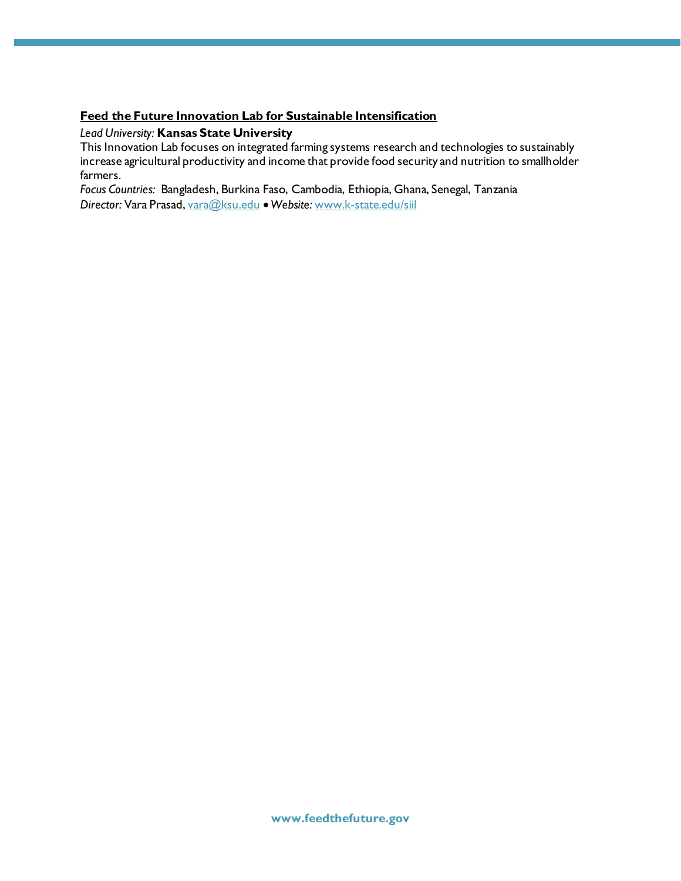**Feed the Future Innovation Lab for Sustainable Intensification**

*Lead University:* **Kansas State University**

This Innovation Lab focuses on integrated farming systems research and technologies to sustainably increase agricultural productivity and income that provide food security and nutrition to smallholder farmers.

*Focus Countries:* Bangladesh, Burkina Faso, Cambodia, Ethiopia, Ghana, Senegal, Tanzania

*Director:* Vara Prasad, vara@ksu.edu • *Website:* www.k-state.edu/siil